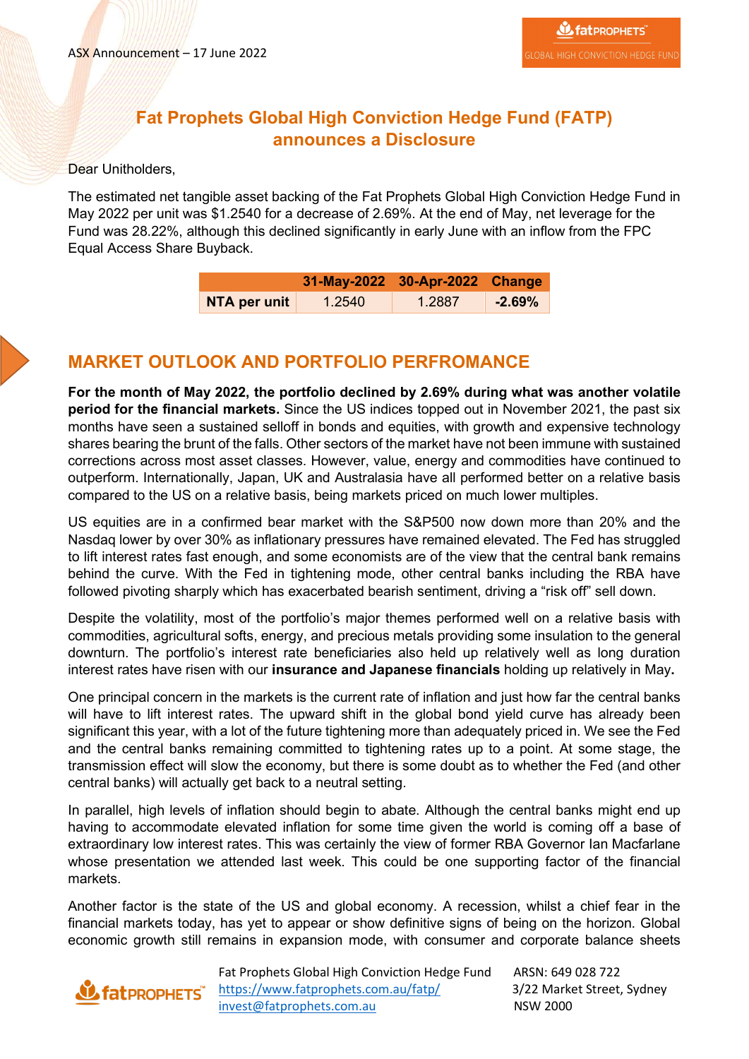ASX Announcement – 17 June 2022

# Fat Prophets Global High Conviction Hedge Fund (FATP) announces a Disclosure

Dear Unitholders,

The estimated net tangible asset backing of the Fat Prophets Global High Conviction Hedge Fund in May 2022 per unit was $1.2540 for a decrease of 2.69%. At the end of May, net leverage for the Fund was 28.22%, although this declined significantly in early June with an inflow from the FPC Equal Access Share Buyback.

| | 31-May-2022 | 30-Apr-2022 | Change |
|---|---|---|---|
| **NTA per unit** | 1.2540 | 1.2887 | **-2.69%** |

## MARKET OUTLOOK AND PORTFOLIO PERFROMANCE

**For the month of May 2022, the portfolio declined by 2.69% during what was another volatile period for the financial markets.** Since the US indices topped out in November 2021, the past six months have seen a sustained selloff in bonds and equities, with growth and expensive technology shares bearing the brunt of the falls. Other sectors of the market have not been immune with sustained corrections across most asset classes. However, value, energy and commodities have continued to outperform. Internationally, Japan, UK and Australasia have all performed better on a relative basis compared to the US on a relative basis, being markets priced on much lower multiples.

US equities are in a confirmed bear market with the S&P500 now down more than 20% and the Nasdaq lower by over 30% as inflationary pressures have remained elevated. The Fed has struggled to lift interest rates fast enough, and some economists are of the view that the central bank remains behind the curve. With the Fed in tightening mode, other central banks including the RBA have followed pivoting sharply which has exacerbated bearish sentiment, driving a "risk off" sell down.

Despite the volatility, most of the portfolio's major themes performed well on a relative basis with commodities, agricultural softs, energy, and precious metals providing some insulation to the general downturn. The portfolio's interest rate beneficiaries also held up relatively well as long duration interest rates have risen with our **insurance and Japanese financials** holding up relatively in May**.**

One principal concern in the markets is the current rate of inflation and just how far the central banks will have to lift interest rates. The upward shift in the global bond yield curve has already been significant this year, with a lot of the future tightening more than adequately priced in. We see the Fed and the central banks remaining committed to tightening rates up to a point. At some stage, the transmission effect will slow the economy, but there is some doubt as to whether the Fed (and other central banks) will actually get back to a neutral setting.

In parallel, high levels of inflation should begin to abate. Although the central banks might end up having to accommodate elevated inflation for some time given the world is coming off a base of extraordinary low interest rates. This was certainly the view of former RBA Governor Ian Macfarlane whose presentation we attended last week. This could be one supporting factor of the financial markets.

Another factor is the state of the US and global economy. A recession, whilst a chief fear in the financial markets today, has yet to appear or show definitive signs of being on the horizon. Global economic growth still remains in expansion mode, with consumer and corporate balance sheets

Fat Prophets Global High Conviction Hedge Fund
https://www.fatprophets.com.au/fatp/
invest@fatprophets.com.au

ARSN: 649 028 722
3/22 Market Street, Sydney
NSW 2000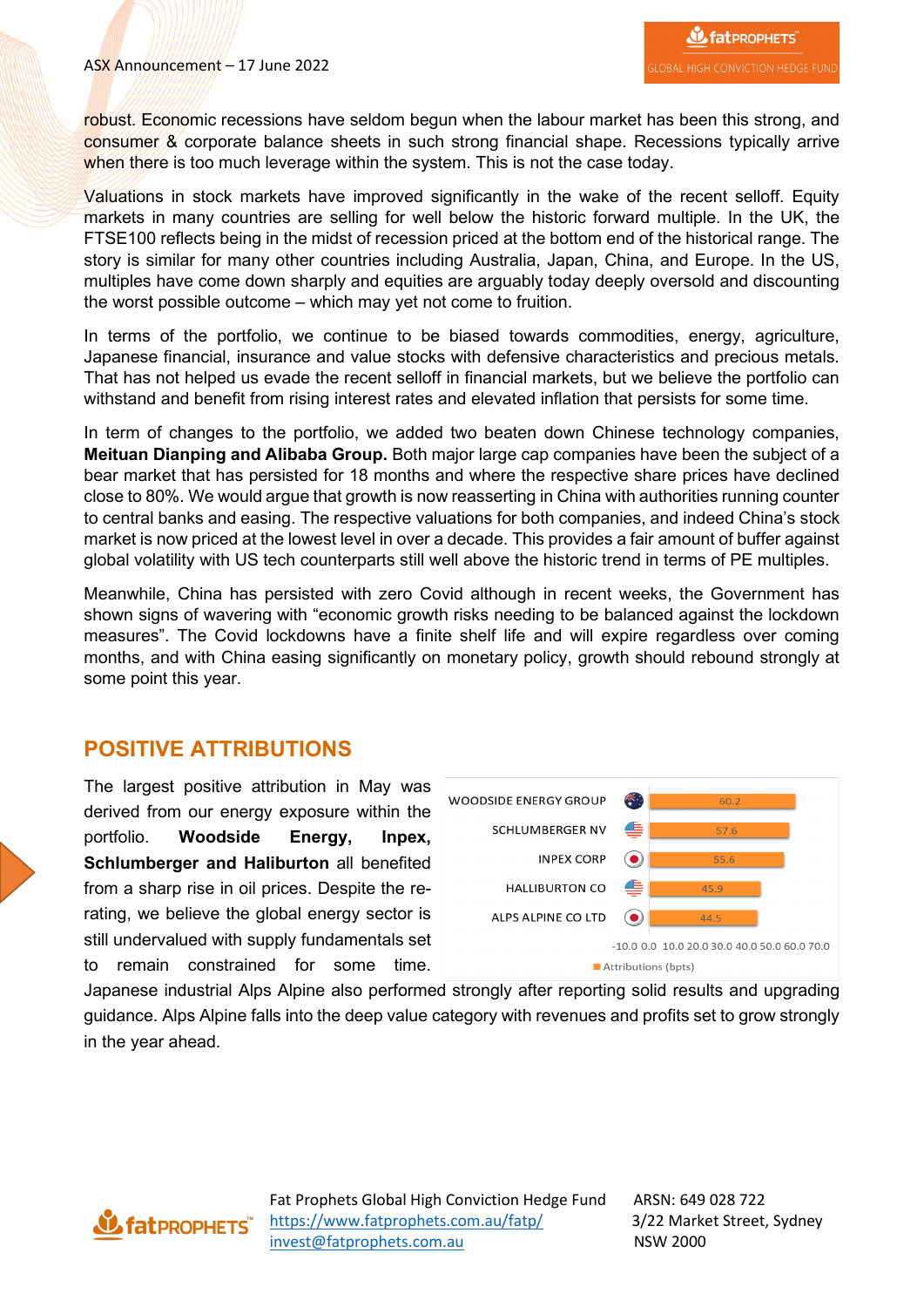robust. Economic recessions have seldom begun when the labour market has been this strong, and consumer & corporate balance sheets in such strong financial shape. Recessions typically arrive when there is too much leverage within the system. This is not the case today.

Valuations in stock markets have improved significantly in the wake of the recent selloff. Equity markets in many countries are selling for well below the historic forward multiple. In the UK, the FTSE100 reflects being in the midst of recession priced at the bottom end of the historical range. The story is similar for many other countries including Australia, Japan, China, and Europe. In the US, multiples have come down sharply and equities are arguably today deeply oversold and discounting the worst possible outcome – which may yet not come to fruition.

In terms of the portfolio, we continue to be biased towards commodities, energy, agriculture, Japanese financial, insurance and value stocks with defensive characteristics and precious metals. That has not helped us evade the recent selloff in financial markets, but we believe the portfolio can withstand and benefit from rising interest rates and elevated inflation that persists for some time.

In term of changes to the portfolio, we added two beaten down Chinese technology companies, **Meituan Dianping and Alibaba Group.** Both major large cap companies have been the subject of a bear market that has persisted for 18 months and where the respective share prices have declined close to 80%. We would argue that growth is now reasserting in China with authorities running counter to central banks and easing. The respective valuations for both companies, and indeed China's stock market is now priced at the lowest level in over a decade. This provides a fair amount of buffer against global volatility with US tech counterparts still well above the historic trend in terms of PE multiples.

Meanwhile, China has persisted with zero Covid although in recent weeks, the Government has shown signs of wavering with "economic growth risks needing to be balanced against the lockdown measures". The Covid lockdowns have a finite shelf life and will expire regardless over coming months, and with China easing significantly on monetary policy, growth should rebound strongly at some point this year.

## POSITIVE ATTRIBUTIONS

The largest positive attribution in May was derived from our energy exposure within the portfolio. **Woodside Energy, Inpex, Schlumberger and Haliburton** all benefited from a sharp rise in oil prices. Despite the re-rating, we believe the global energy sector is still undervalued with supply fundamentals set to remain constrained for some time.

| Company | Attributions (bpts) |
|---|---|
| WOODSIDE ENERGY GROUP | 60.2 |
| SCHLUMBERGER NV | 57.6 |
| INPEX CORP | 55.6 |
| HALLIBURTON CO | 45.9 |
| ALPS ALPINE CO LTD | 44.5 |

Japanese industrial Alps Alpine also performed strongly after reporting solid results and upgrading guidance. Alps Alpine falls into the deep value category with revenues and profits set to grow strongly in the year ahead.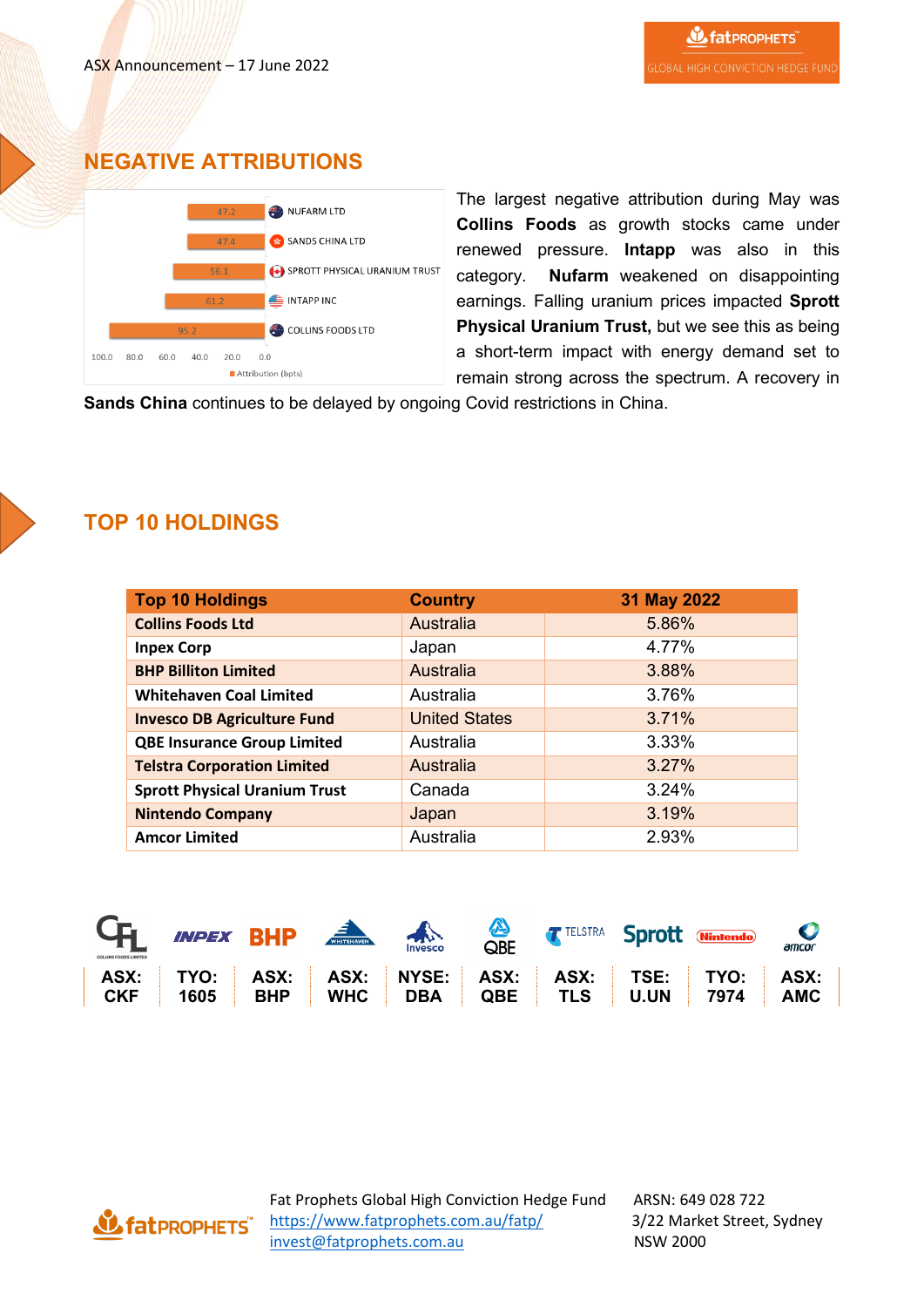## NEGATIVE ATTRIBUTIONS

| Company | Attribution (bpts) |
|---|---|
| NUFARM LTD | 47.2 |
| SANDS CHINA LTD | 47.4 |
| SPROTT PHYSICAL URANIUM TRUST | 56.1 |
| INTAPP INC | 61.2 |
| COLLINS FOODS LTD | 95.2 |

The largest negative attribution during May was **Collins Foods** as growth stocks came under renewed pressure. **Intapp** was also in this category. **Nufarm** weakened on disappointing earnings. Falling uranium prices impacted **Sprott Physical Uranium Trust,** but we see this as being a short-term impact with energy demand set to remain strong across the spectrum. A recovery in **Sands China** continues to be delayed by ongoing Covid restrictions in China.

## TOP 10 HOLDINGS

| Top 10 Holdings | Country | 31 May 2022 |
|---|---|---|
| **Collins Foods Ltd** | Australia | 5.86% |
| **Inpex Corp** | Japan | 4.77% |
| **BHP Billiton Limited** | Australia | 3.88% |
| **Whitehaven Coal Limited** | Australia | 3.76% |
| **Invesco DB Agriculture Fund** | United States | 3.71% |
| **QBE Insurance Group Limited** | Australia | 3.33% |
| **Telstra Corporation Limited** | Australia | 3.27% |
| **Sprott Physical Uranium Trust** | Canada | 3.24% |
| **Nintendo Company** | Japan | 3.19% |
| **Amcor Limited** | Australia | 2.93% |

| ASX: CKF | TYO: 1605 | ASX: BHP | ASX: WHC | NYSE: DBA | ASX: QBE | ASX: TLS | TSE: U.UN | TYO: 7974 | ASX: AMC |
|---|---|---|---|---|---|---|---|---|---|

Fat Prophets Global High Conviction Hedge Fund
https://www.fatprophets.com.au/fatp/
invest@fatprophets.com.au

ARSN: 649 028 722
3/22 Market Street, Sydney
NSW 2000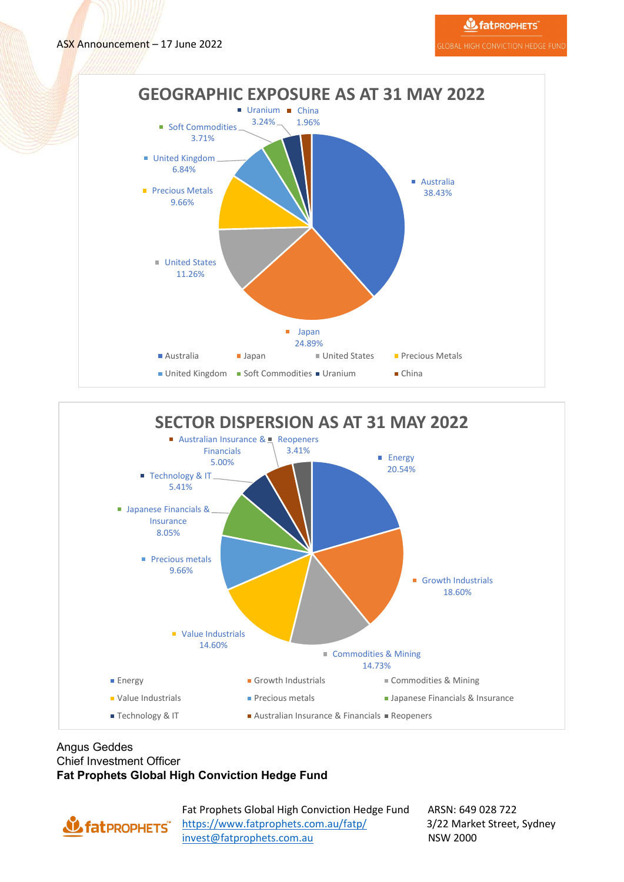ASX Announcement – 17 June 2022

## GEOGRAPHIC EXPOSURE AS AT 31 MAY 2022

| Region | Exposure |
|---|---|
| Australia | 38.43% |
| Japan | 24.89% |
| United States | 11.26% |
| Precious Metals | 9.66% |
| United Kingdom | 6.84% |
| Soft Commodities | 3.71% |
| Uranium | 3.24% |
| China | 1.96% |

## SECTOR DISPERSION AS AT 31 MAY 2022

| Sector | Dispersion |
|---|---|
| Energy | 20.54% |
| Growth Industrials | 18.60% |
| Commodities & Mining | 14.73% |
| Value Industrials | 14.60% |
| Precious metals | 9.66% |
| Japanese Financials & Insurance | 8.05% |
| Technology & IT | 5.41% |
| Australian Insurance & Financials | 5.00% |
| Reopeners | 3.41% |

Angus Geddes
Chief Investment Officer
**Fat Prophets Global High Conviction Hedge Fund**

Fat Prophets Global High Conviction Hedge Fund
https://www.fatprophets.com.au/fatp/
invest@fatprophets.com.au

ARSN: 649 028 722
3/22 Market Street, Sydney
NSW 2000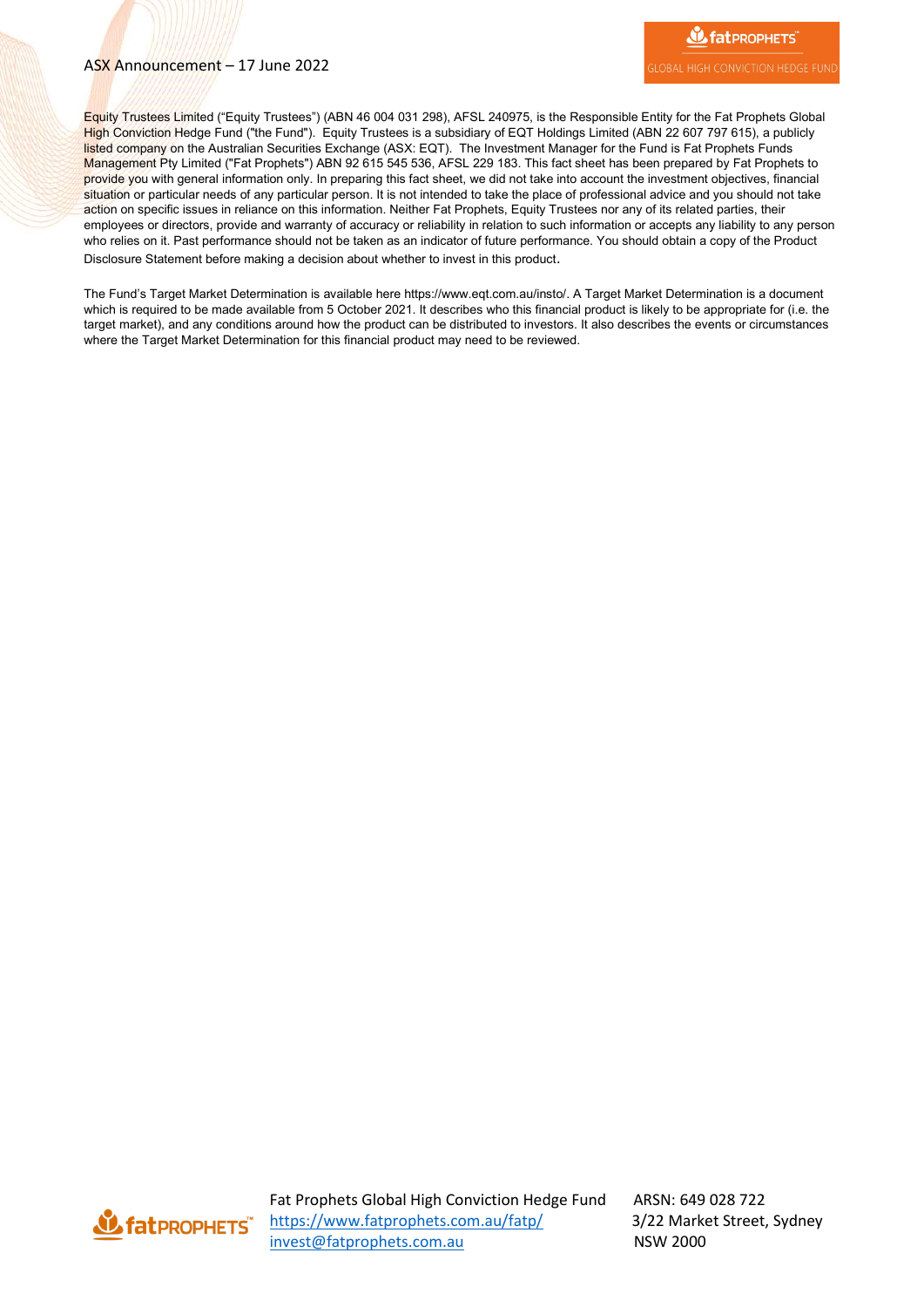Equity Trustees Limited ("Equity Trustees") (ABN 46 004 031 298), AFSL 240975, is the Responsible Entity for the Fat Prophets Global High Conviction Hedge Fund ("the Fund"). Equity Trustees is a subsidiary of EQT Holdings Limited (ABN 22 607 797 615), a publicly listed company on the Australian Securities Exchange (ASX: EQT). The Investment Manager for the Fund is Fat Prophets Funds Management Pty Limited ("Fat Prophets") ABN 92 615 545 536, AFSL 229 183. This fact sheet has been prepared by Fat Prophets to provide you with general information only. In preparing this fact sheet, we did not take into account the investment objectives, financial situation or particular needs of any particular person. It is not intended to take the place of professional advice and you should not take action on specific issues in reliance on this information. Neither Fat Prophets, Equity Trustees nor any of its related parties, their employees or directors, provide and warranty of accuracy or reliability in relation to such information or accepts any liability to any person who relies on it. Past performance should not be taken as an indicator of future performance. You should obtain a copy of the Product Disclosure Statement before making a decision about whether to invest in this product.

The Fund's Target Market Determination is available here https://www.eqt.com.au/insto/. A Target Market Determination is a document which is required to be made available from 5 October 2021. It describes who this financial product is likely to be appropriate for (i.e. the target market), and any conditions around how the product can be distributed to investors. It also describes the events or circumstances where the Target Market Determination for this financial product may need to be reviewed.